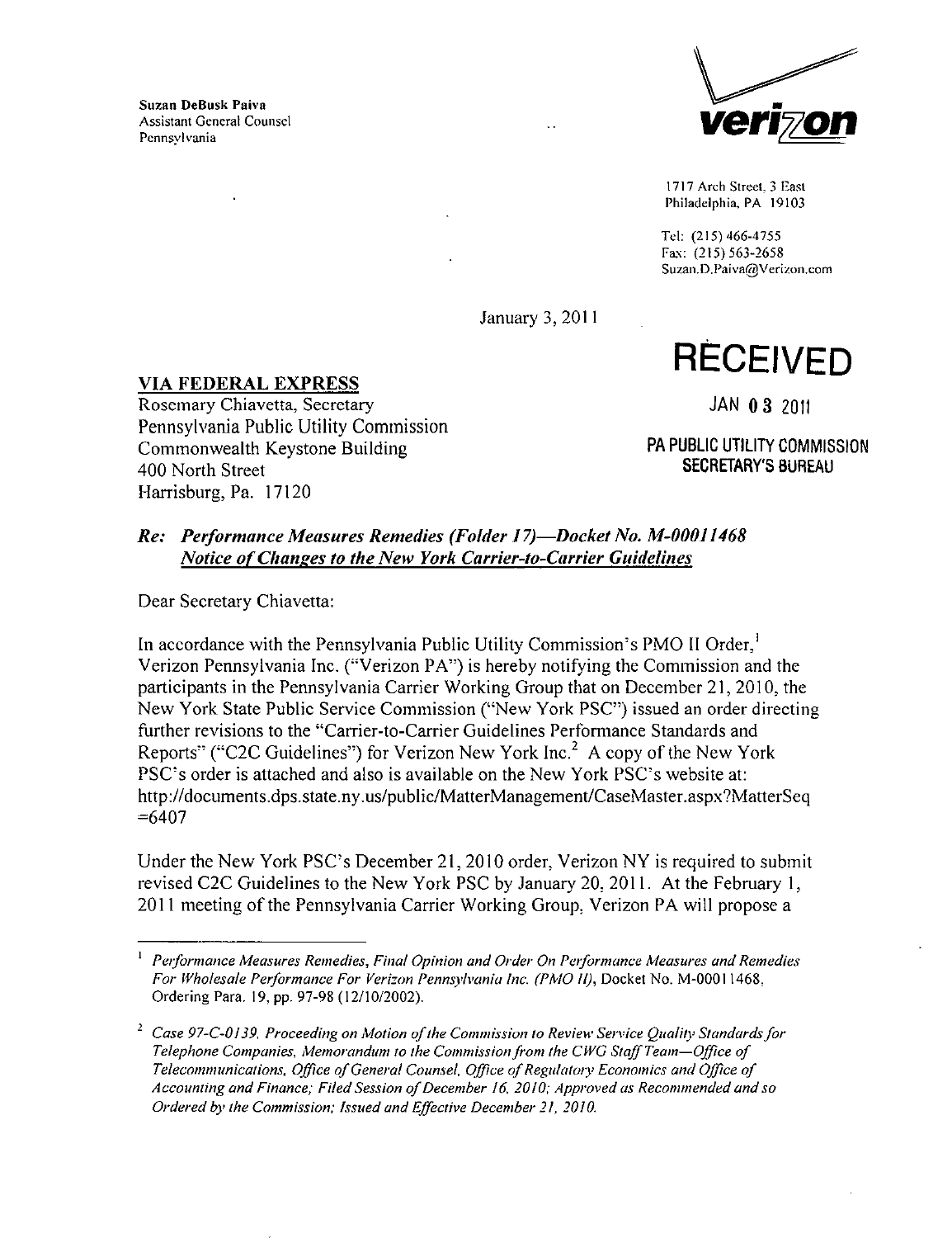Suzan DeBusk Paiva
Assistant General Counsel
Pennsylvania

verizon

1717 Arch Street, 3 East
Philadelphia, PA 19103

Tel: (215) 466-4755
Fax: (215) 563-2658
Suzan.D.Paiva@Verizon.com

January 3, 2011

**RECEIVED**

JAN 03 2011

PA PUBLIC UTILITY COMMISSION
SECRETARY'S BUREAU

**VIA FEDERAL EXPRESS**
Rosemary Chiavetta, Secretary
Pennsylvania Public Utility Commission
Commonwealth Keystone Building
400 North Street
Harrisburg, Pa. 17120

***Re: Performance Measures Remedies (Folder 17)—Docket No. M-00011468***
***Notice of Changes to the New York Carrier-to-Carrier Guidelines***

Dear Secretary Chiavetta:

In accordance with the Pennsylvania Public Utility Commission's PMO II Order,[1] Verizon Pennsylvania Inc. ("Verizon PA") is hereby notifying the Commission and the participants in the Pennsylvania Carrier Working Group that on December 21, 2010, the New York State Public Service Commission ("New York PSC") issued an order directing further revisions to the "Carrier-to-Carrier Guidelines Performance Standards and Reports" ("C2C Guidelines") for Verizon New York Inc.[2] A copy of the New York PSC's order is attached and also is available on the New York PSC's website at: http://documents.dps.state.ny.us/public/MatterManagement/CaseMaster.aspx?MatterSeq=6407

Under the New York PSC's December 21, 2010 order, Verizon NY is required to submit revised C2C Guidelines to the New York PSC by January 20, 2011. At the February 1, 2011 meeting of the Pennsylvania Carrier Working Group, Verizon PA will propose a

---

[1] *Performance Measures Remedies, Final Opinion and Order On Performance Measures and Remedies For Wholesale Performance For Verizon Pennsylvania Inc. (PMO II)*, Docket No. M-00011468, Ordering Para. 19, pp. 97-98 (12/10/2002).

[2] *Case 97-C-0139, Proceeding on Motion of the Commission to Review Service Quality Standards for Telephone Companies, Memorandum to the Commission from the CWG Staff Team—Office of Telecommunications, Office of General Counsel, Office of Regulatory Economics and Office of Accounting and Finance; Filed Session of December 16, 2010; Approved as Recommended and so Ordered by the Commission; Issued and Effective December 21, 2010.*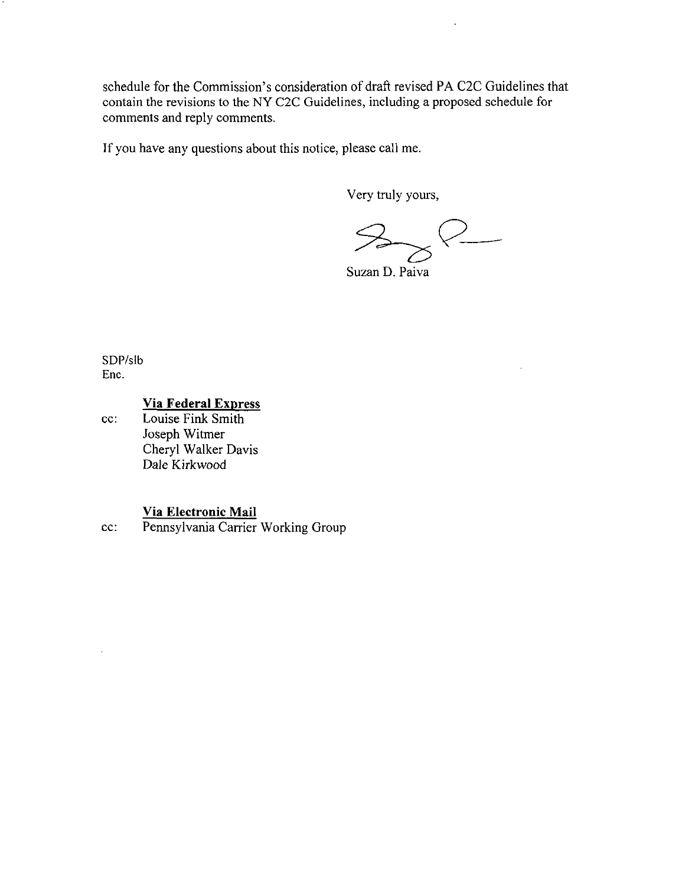schedule for the Commission's consideration of draft revised PA C2C Guidelines that contain the revisions to the NY C2C Guidelines, including a proposed schedule for comments and reply comments.

If you have any questions about this notice, please call me.

Very truly yours,

Suzan D. Paiva

SDP/slb
Enc.

**Via Federal Express**

cc: Louise Fink Smith
Joseph Witmer
Cheryl Walker Davis
Dale Kirkwood

**Via Electronic Mail**

cc: Pennsylvania Carrier Working Group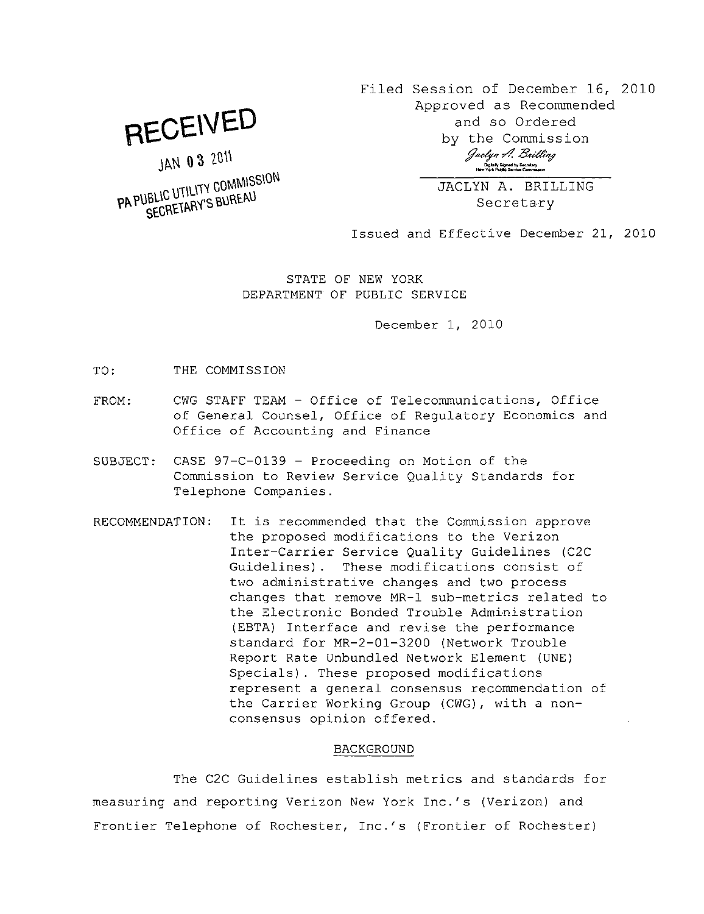RECEIVED

JAN 03 2011

PA PUBLIC UTILITY COMMISSION
SECRETARY'S BUREAU

Filed Session of December 16, 2010
Approved as Recommended
and so Ordered
by the Commission

*Jaclyn A. Brilling*
Digitally Signed by Secretary
New York Public Service Commission

JACLYN A. BRILLING
Secretary

Issued and Effective December 21, 2010

STATE OF NEW YORK
DEPARTMENT OF PUBLIC SERVICE

December 1, 2010

TO: THE COMMISSION

FROM: CWG STAFF TEAM - Office of Telecommunications, Office of General Counsel, Office of Regulatory Economics and Office of Accounting and Finance

SUBJECT: CASE 97-C-0139 - Proceeding on Motion of the Commission to Review Service Quality Standards for Telephone Companies.

RECOMMENDATION: It is recommended that the Commission approve the proposed modifications to the Verizon Inter-Carrier Service Quality Guidelines (C2C Guidelines). These modifications consist of two administrative changes and two process changes that remove MR-1 sub-metrics related to the Electronic Bonded Trouble Administration (EBTA) Interface and revise the performance standard for MR-2-01-3200 (Network Trouble Report Rate Unbundled Network Element (UNE) Specials). These proposed modifications represent a general consensus recommendation of the Carrier Working Group (CWG), with a non-consensus opinion offered.

## BACKGROUND

The C2C Guidelines establish metrics and standards for measuring and reporting Verizon New York Inc.'s (Verizon) and Frontier Telephone of Rochester, Inc.'s (Frontier of Rochester)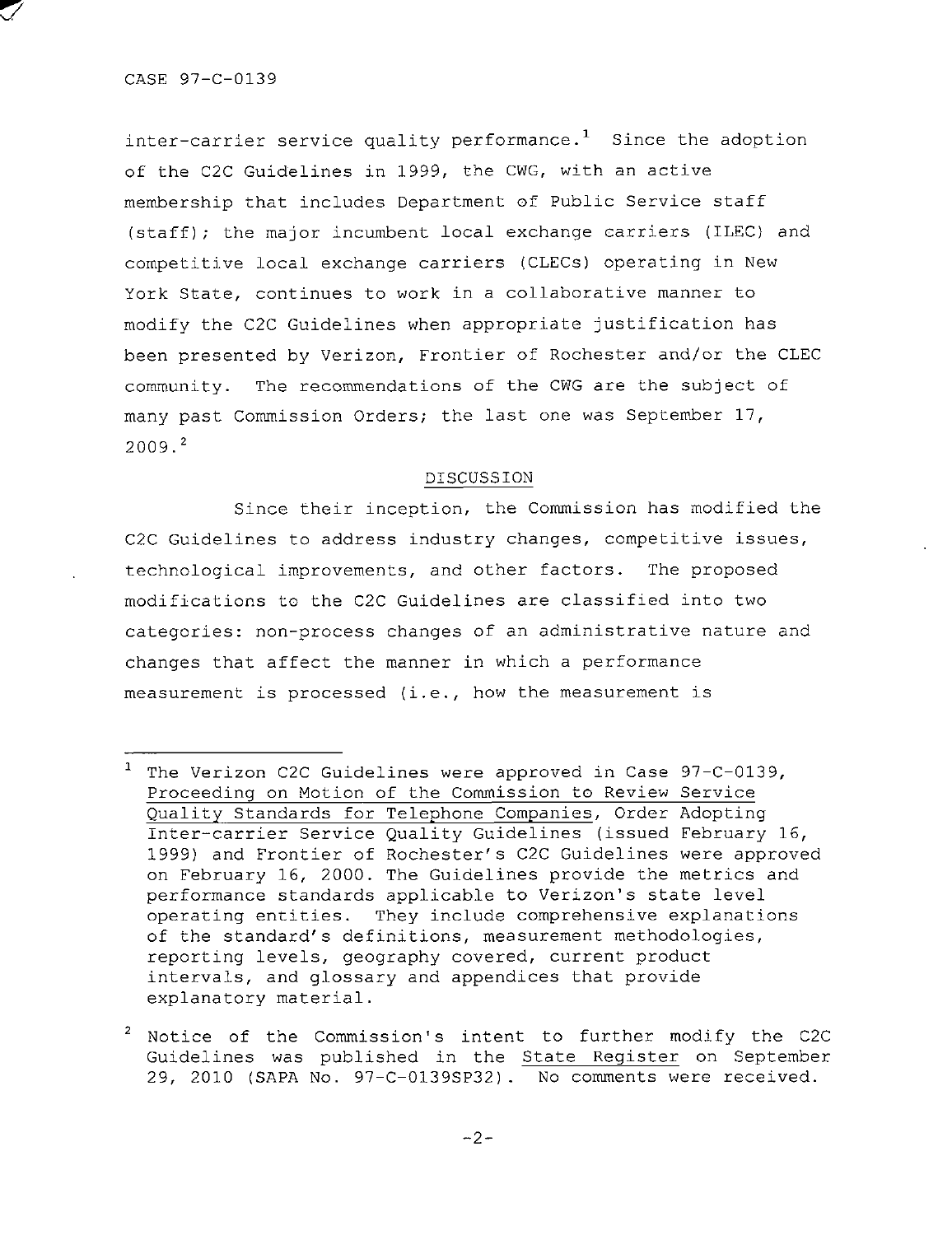inter-carrier service quality performance.[1] Since the adoption of the C2C Guidelines in 1999, the CWG, with an active membership that includes Department of Public Service staff (staff); the major incumbent local exchange carriers (ILEC) and competitive local exchange carriers (CLECs) operating in New York State, continues to work in a collaborative manner to modify the C2C Guidelines when appropriate justification has been presented by Verizon, Frontier of Rochester and/or the CLEC community. The recommendations of the CWG are the subject of many past Commission Orders; the last one was September 17, 2009.[2]

## DISCUSSION

Since their inception, the Commission has modified the C2C Guidelines to address industry changes, competitive issues, technological improvements, and other factors. The proposed modifications to the C2C Guidelines are classified into two categories: non-process changes of an administrative nature and changes that affect the manner in which a performance measurement is processed (i.e., how the measurement is

---

[1] The Verizon C2C Guidelines were approved in Case 97-C-0139, Proceeding on Motion of the Commission to Review Service Quality Standards for Telephone Companies, Order Adopting Inter-carrier Service Quality Guidelines (issued February 16, 1999) and Frontier of Rochester's C2C Guidelines were approved on February 16, 2000. The Guidelines provide the metrics and performance standards applicable to Verizon's state level operating entities. They include comprehensive explanations of the standard's definitions, measurement methodologies, reporting levels, geography covered, current product intervals, and glossary and appendices that provide explanatory material.

[2] Notice of the Commission's intent to further modify the C2C Guidelines was published in the State Register on September 29, 2010 (SAPA No. 97-C-0139SP32). No comments were received.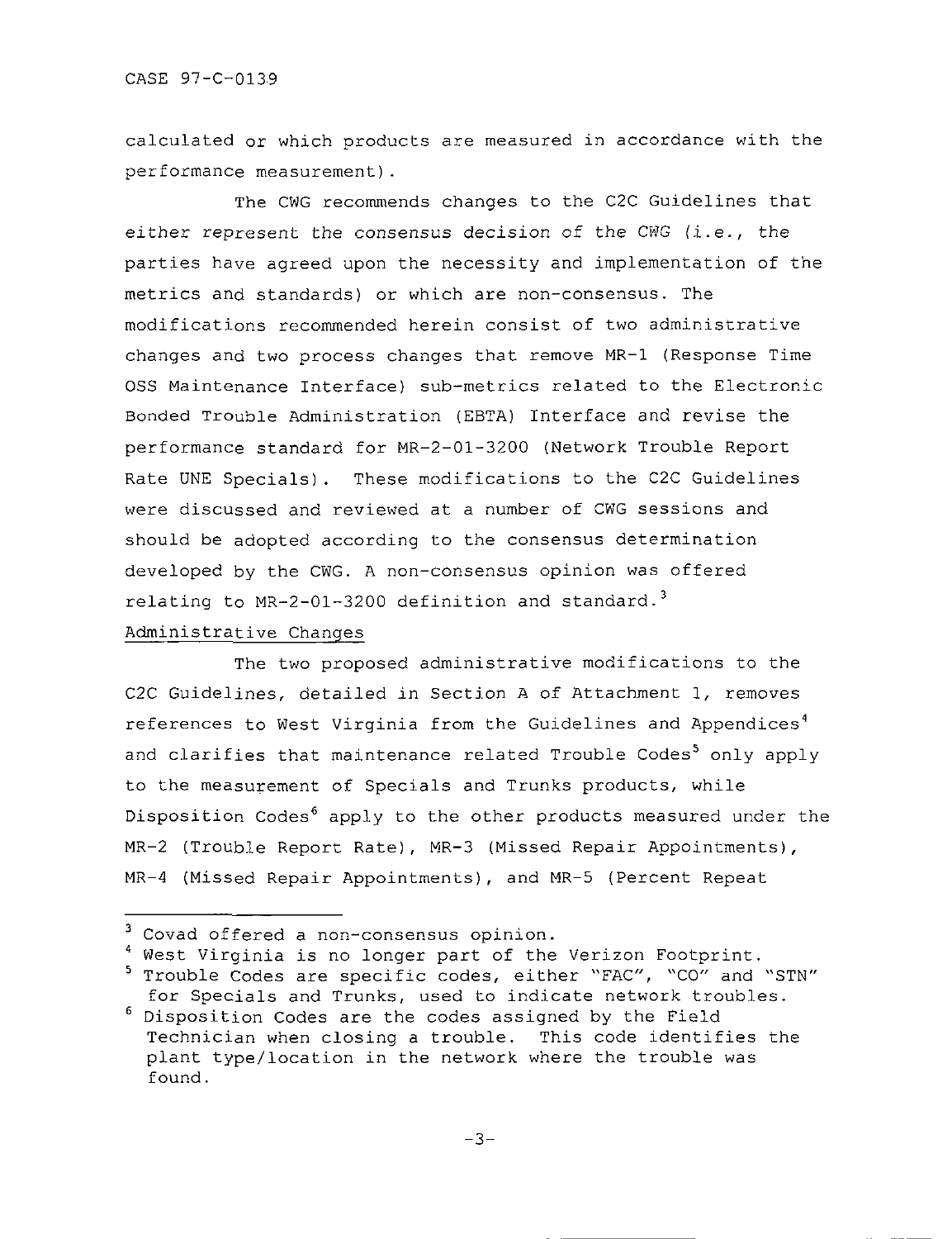calculated or which products are measured in accordance with the performance measurement).

The CWG recommends changes to the C2C Guidelines that *either represent the consensus decision of the CWG (i.e.*, the parties have agreed upon the necessity and implementation of the metrics and standards) or which are non-consensus. The modifications recommended herein consist of two administrative changes and two process changes that remove MR-1 (Response Time OSS Maintenance Interface) sub-metrics related to the Electronic Bonded Trouble Administration (EBTA) Interface and revise the performance standard for MR-2-01-3200 (Network Trouble Report Rate UNE Specials). These modifications to the C2C Guidelines were discussed and reviewed at a number of CWG sessions and should be adopted according to the consensus determination developed by the CWG. A non-consensus opinion was offered relating to MR-2-01-3200 definition and standard.[3]

Administrative Changes

The two proposed administrative modifications to the C2C Guidelines, detailed in Section A of Attachment 1, removes references to West Virginia from the Guidelines and Appendices[4] and clarifies that maintenance related Trouble Codes[5] only apply to the measurement of Specials and Trunks products, while Disposition Codes[6] apply to the other products measured under the MR-2 (Trouble Report Rate), MR-3 (Missed Repair Appointments), MR-4 (Missed Repair Appointments), and MR-5 (Percent Repeat

---

[3] Covad offered a non-consensus opinion.

[4] West Virginia is no longer part of the Verizon Footprint.

[5] Trouble Codes are specific codes, either "FAC", "CO" and "STN" for Specials and Trunks, used to indicate network troubles.

[6] Disposition Codes are the codes assigned by the Field Technician when closing a trouble. This code identifies the plant type/location in the network where the trouble was found.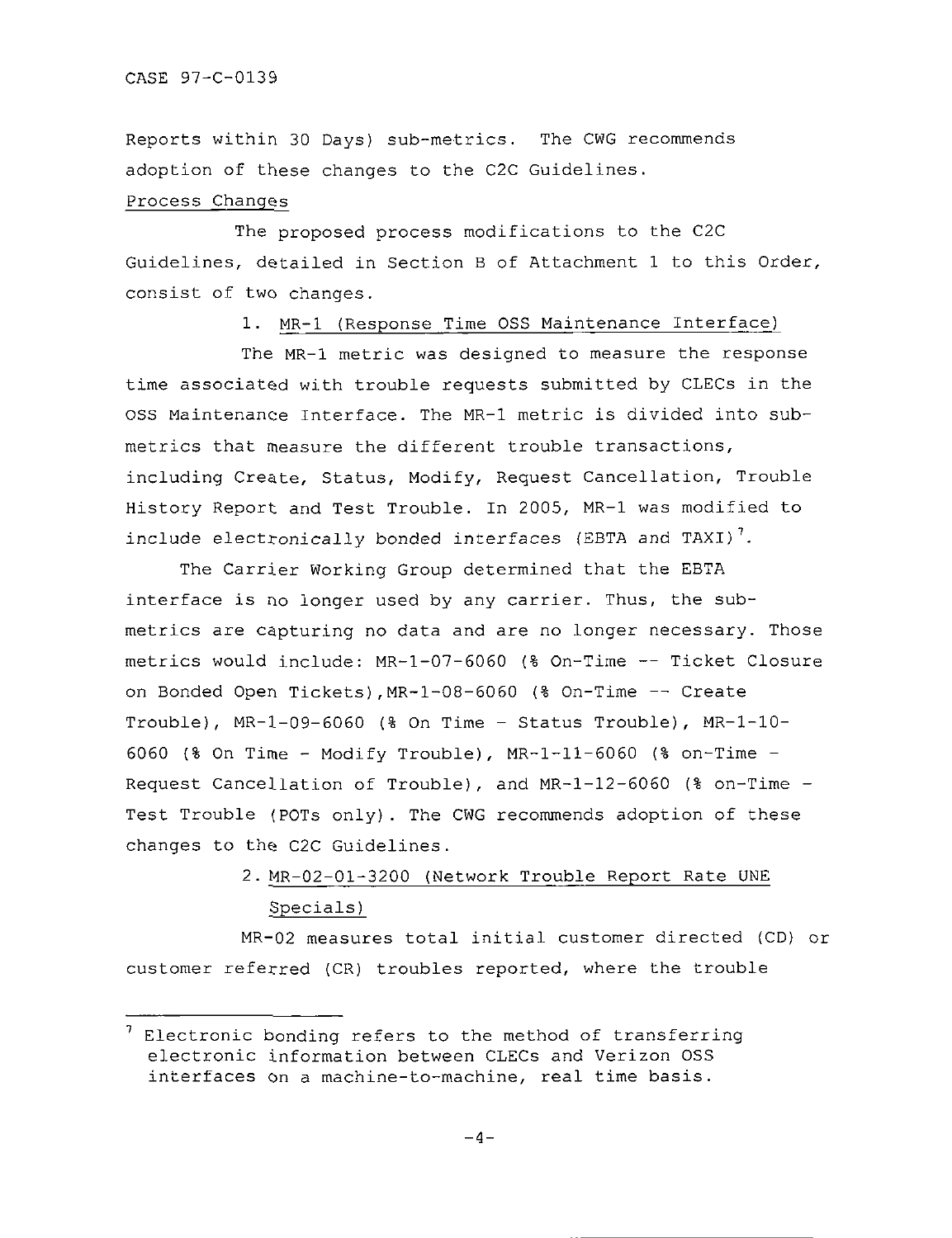Reports within 30 Days) sub-metrics. The CWG recommends adoption of these changes to the C2C Guidelines.

Process Changes

The proposed process modifications to the C2C Guidelines, detailed in Section B of Attachment 1 to this Order, consist of two changes.

1. MR-1 (Response Time OSS Maintenance Interface)

The MR-1 metric was designed to measure the response time associated with trouble requests submitted by CLECs in the OSS Maintenance Interface. The MR-1 metric is divided into sub-metrics that measure the different trouble transactions, including Create, Status, Modify, Request Cancellation, Trouble History Report and Test Trouble. In 2005, MR-1 was modified to include electronically bonded interfaces (EBTA and TAXI)[7].

The Carrier Working Group determined that the EBTA interface is no longer used by any carrier. Thus, the sub-metrics are capturing no data and are no longer necessary. Those metrics would include: MR-1-07-6060 (% On-Time -- Ticket Closure on Bonded Open Tickets),MR-1-08-6060 (% On-Time -- Create Trouble), MR-1-09-6060 (% On Time - Status Trouble), MR-1-10-6060 (% On Time - Modify Trouble), MR-1-11-6060 (% on-Time - Request Cancellation of Trouble), and MR-1-12-6060 (% on-Time - Test Trouble (POTs only). The CWG recommends adoption of these changes to the C2C Guidelines.

2. MR-02-01-3200 (Network Trouble Report Rate UNE Specials)

MR-02 measures total initial customer directed (CD) or customer referred (CR) troubles reported, where the trouble

[7] Electronic bonding refers to the method of transferring electronic information between CLECs and Verizon OSS interfaces on a machine-to-machine, real time basis.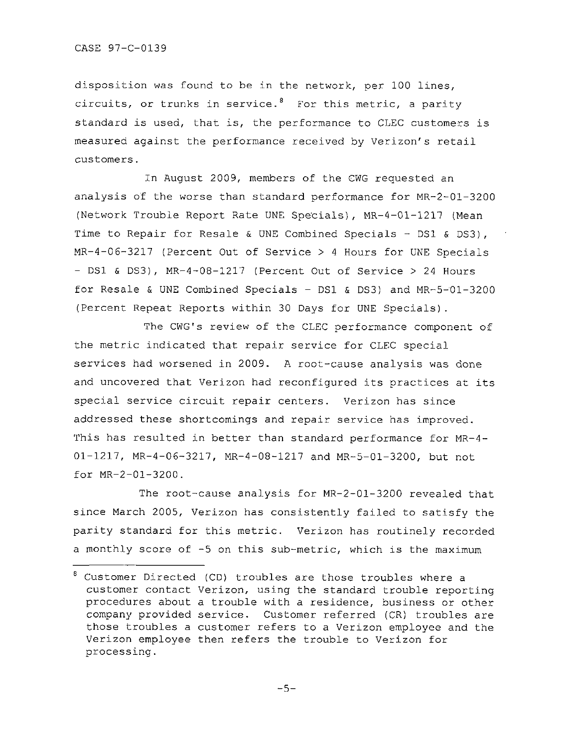disposition was found to be in the network, per 100 lines, circuits, or trunks in service.[8] For this metric, a parity standard is used, that is, the performance to CLEC customers is measured against the performance received by Verizon's retail customers.

In August 2009, members of the CWG requested an analysis of the worse than standard performance for MR-2-01-3200 (Network Trouble Report Rate UNE Specials), MR-4-01-1217 (Mean Time to Repair for Resale & UNE Combined Specials - DS1 & DS3), MR-4-06-3217 (Percent Out of Service > 4 Hours for UNE Specials - DS1 & DS3), MR-4-08-1217 (Percent Out of Service > 24 Hours for Resale & UNE Combined Specials - DS1 & DS3) and MR-5-01-3200 (Percent Repeat Reports within 30 Days for UNE Specials).

The CWG's review of the CLEC performance component of the metric indicated that repair service for CLEC special services had worsened in 2009. A root-cause analysis was done and uncovered that Verizon had reconfigured its practices at its special service circuit repair centers. Verizon has since addressed these shortcomings and repair service has improved. This has resulted in better than standard performance for MR-4-01-1217, MR-4-06-3217, MR-4-08-1217 and MR-5-01-3200, but not for MR-2-01-3200.

The root-cause analysis for MR-2-01-3200 revealed that since March 2005, Verizon has consistently failed to satisfy the parity standard for this metric. Verizon has routinely recorded a monthly score of -5 on this sub-metric, which is the maximum

---

[8] Customer Directed (CD) troubles are those troubles where a customer contact Verizon, using the standard trouble reporting procedures about a trouble with a residence, business or other company provided service. Customer referred (CR) troubles are those troubles a customer refers to a Verizon employee and the Verizon employee then refers the trouble to Verizon for processing.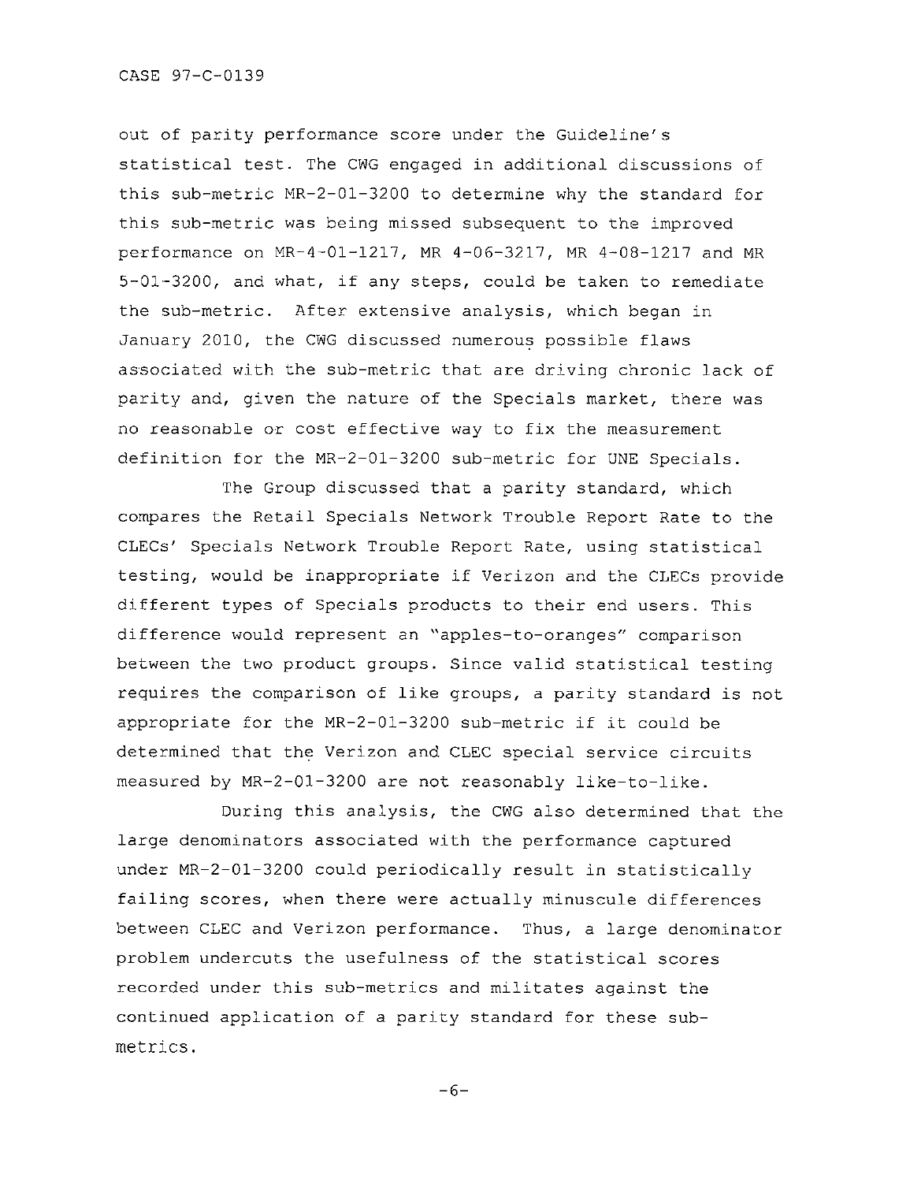out of parity performance score under the Guideline's statistical test. The CWG engaged in additional discussions of this sub-metric MR-2-01-3200 to determine why the standard for this sub-metric was being missed subsequent to the improved performance on MR-4-01-1217, MR 4-06-3217, MR 4-08-1217 and MR 5-01-3200, and what, if any steps, could be taken to remediate the sub-metric. After extensive analysis, which began in January 2010, the CWG discussed numerous possible flaws associated with the sub-metric that are driving chronic lack of parity and, given the nature of the Specials market, there was no reasonable or cost effective way to fix the measurement definition for the MR-2-01-3200 sub-metric for UNE Specials.

The Group discussed that a parity standard, which compares the Retail Specials Network Trouble Report Rate to the CLECs' Specials Network Trouble Report Rate, using statistical testing, would be inappropriate if Verizon and the CLECs provide different types of Specials products to their end users. This difference would represent an "apples-to-oranges" comparison between the two product groups. Since valid statistical testing requires the comparison of like groups, a parity standard is not appropriate for the MR-2-01-3200 sub-metric if it could be determined that the Verizon and CLEC special service circuits measured by MR-2-01-3200 are not reasonably like-to-like.

During this analysis, the CWG also determined that the large denominators associated with the performance captured under MR-2-01-3200 could periodically result in statistically failing scores, when there were actually minuscule differences between CLEC and Verizon performance. Thus, a large denominator problem undercuts the usefulness of the statistical scores recorded under this sub-metrics and militates against the continued application of a parity standard for these sub-metrics.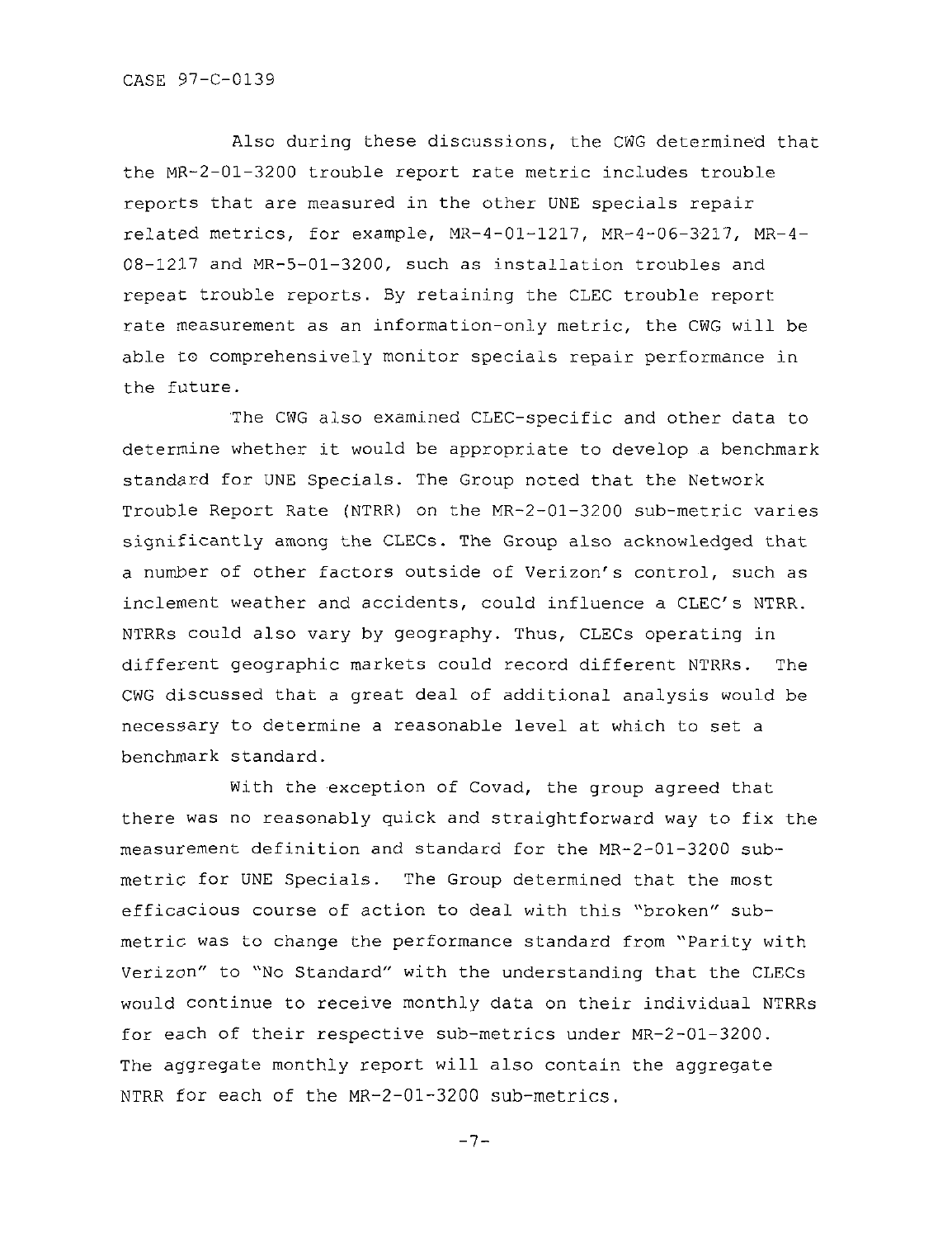Also during these discussions, the CWG determined that the MR-2-01-3200 trouble report rate metric includes trouble reports that are measured in the other UNE specials repair related metrics, for example, MR-4-01-1217, MR-4-06-3217, MR-4-08-1217 and MR-5-01-3200, such as installation troubles and repeat trouble reports. By retaining the CLEC trouble report rate measurement as an information-only metric, the CWG will be able to comprehensively monitor specials repair performance in the future.

The CWG also examined CLEC-specific and other data to determine whether it would be appropriate to develop a benchmark standard for UNE Specials. The Group noted that the Network Trouble Report Rate (NTRR) on the MR-2-01-3200 sub-metric varies significantly among the CLECs. The Group also acknowledged that a number of other factors outside of Verizon's control, such as inclement weather and accidents, could influence a CLEC's NTRR. NTRRs could also vary by geography. Thus, CLECs operating in different geographic markets could record different NTRRs. The CWG discussed that a great deal of additional analysis would be necessary to determine a reasonable level at which to set a benchmark standard.

With the exception of Covad, the group agreed that there was no reasonably quick and straightforward way to fix the measurement definition and standard for the MR-2-01-3200 sub-metric for UNE Specials. The Group determined that the most efficacious course of action to deal with this "broken" sub-metric was to change the performance standard from "Parity with Verizon" to "No Standard" with the understanding that the CLECs would continue to receive monthly data on their individual NTRRs for each of their respective sub-metrics under MR-2-01-3200. The aggregate monthly report will also contain the aggregate NTRR for each of the MR-2-01-3200 sub-metrics.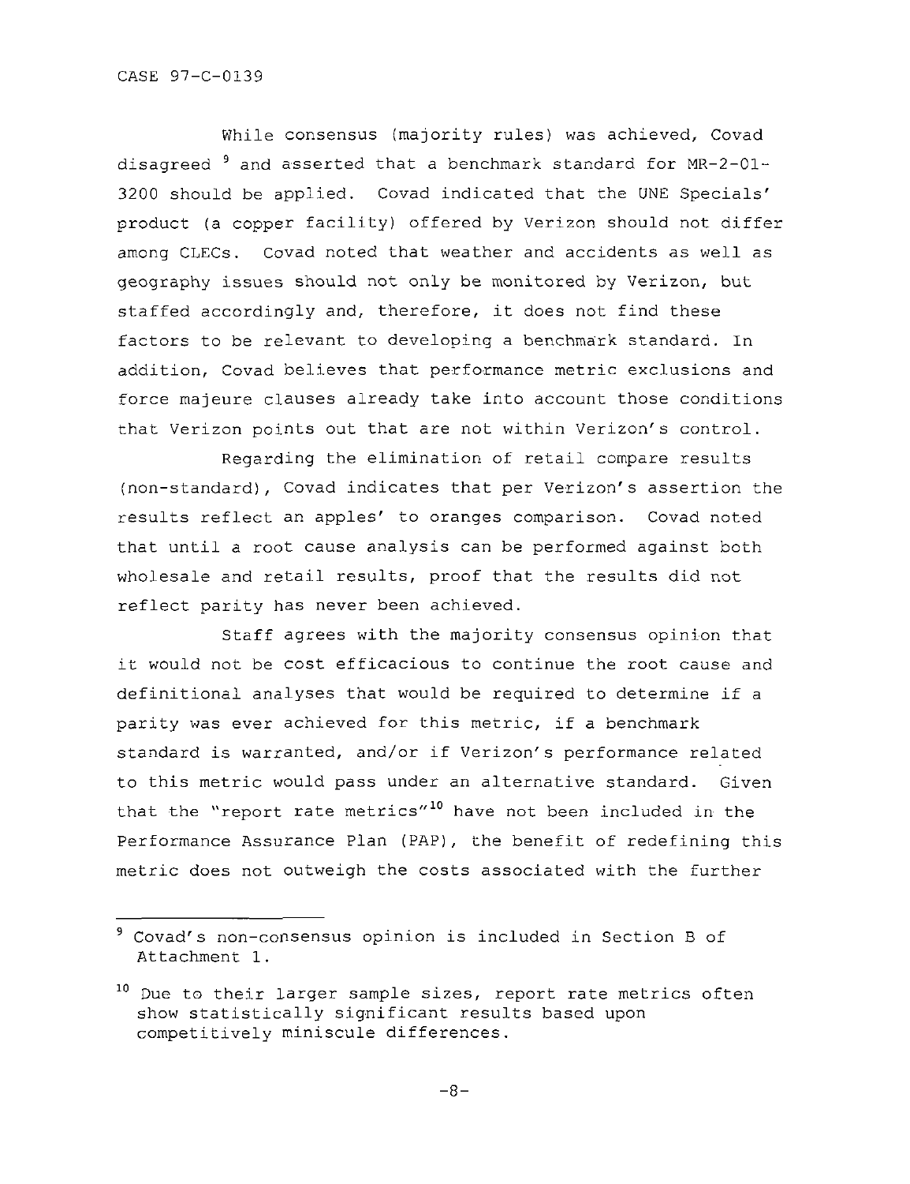While consensus (majority rules) was achieved, Covad disagreed [9] and asserted that a benchmark standard for MR-2-01-3200 should be applied. Covad indicated that the UNE Specials' product (a copper facility) offered by Verizon should not differ among CLECs. Covad noted that weather and accidents as well as geography issues should not only be monitored by Verizon, but staffed accordingly and, therefore, it does not find these factors to be relevant to developing a benchmark standard. In addition, Covad believes that performance metric exclusions and force majeure clauses already take into account those conditions that Verizon points out that are not within Verizon's control.

Regarding the elimination of retail compare results (non-standard), Covad indicates that per Verizon's assertion the results reflect an apples' to oranges comparison. Covad noted that until a root cause analysis can be performed against both wholesale and retail results, proof that the results did not reflect parity has never been achieved.

Staff agrees with the majority consensus opinion that it would not be cost efficacious to continue the root cause and definitional analyses that would be required to determine if a parity was ever achieved for this metric, if a benchmark standard is warranted, and/or if Verizon's performance related to this metric would pass under an alternative standard. Given that the "report rate metrics"[10] have not been included in the Performance Assurance Plan (PAP), the benefit of redefining this metric does not outweigh the costs associated with the further

---

[9] Covad's non-consensus opinion is included in Section B of Attachment 1.

[10] Due to their larger sample sizes, report rate metrics often show statistically significant results based upon competitively miniscule differences.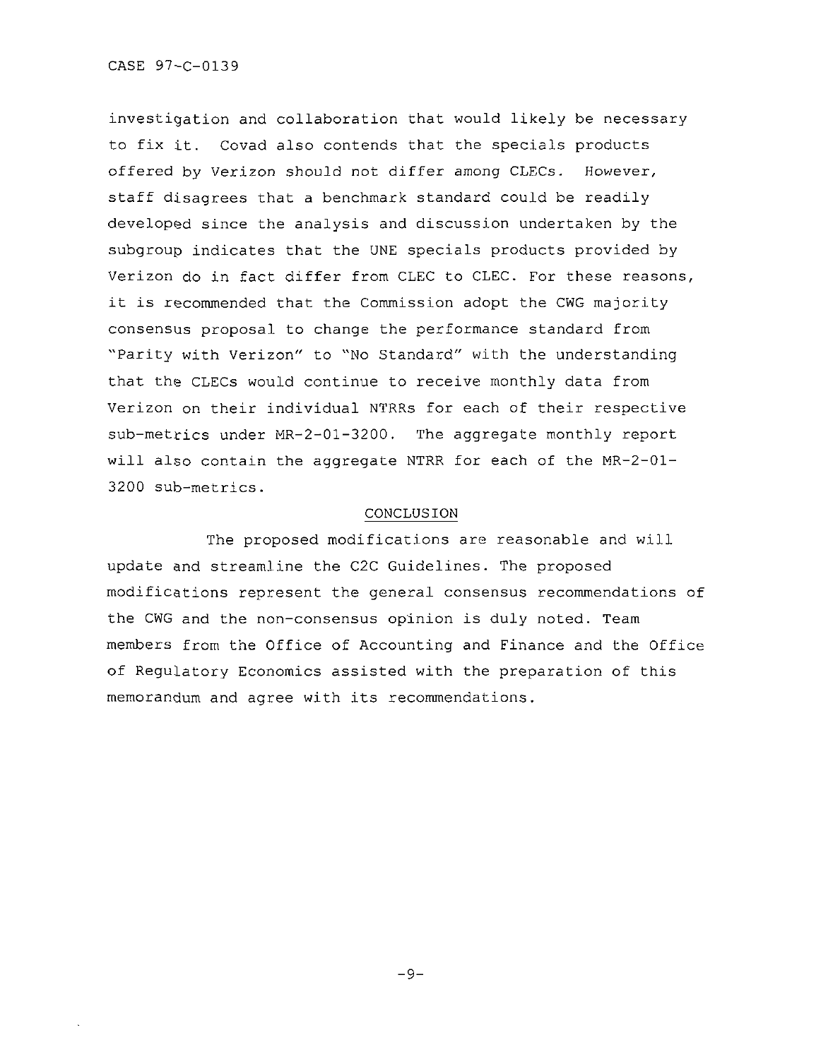investigation and collaboration that would likely be necessary to fix it. Covad also contends that the specials products offered by Verizon should not differ among CLECs. However, staff disagrees that a benchmark standard could be readily developed since the analysis and discussion undertaken by the subgroup indicates that the UNE specials products provided by Verizon do in fact differ from CLEC to CLEC. For these reasons, it is recommended that the Commission adopt the CWG majority consensus proposal to change the performance standard from "Parity with Verizon" to "No Standard" with the understanding that the CLECs would continue to receive monthly data from Verizon on their individual NTRRs for each of their respective sub-metrics under MR-2-01-3200. The aggregate monthly report will also contain the aggregate NTRR for each of the MR-2-01-3200 sub-metrics.

## CONCLUSION

The proposed modifications are reasonable and will update and streamline the C2C Guidelines. The proposed modifications represent the general consensus recommendations of the CWG and the non-consensus opinion is duly noted. Team members from the Office of Accounting and Finance and the Office of Regulatory Economics assisted with the preparation of this memorandum and agree with its recommendations.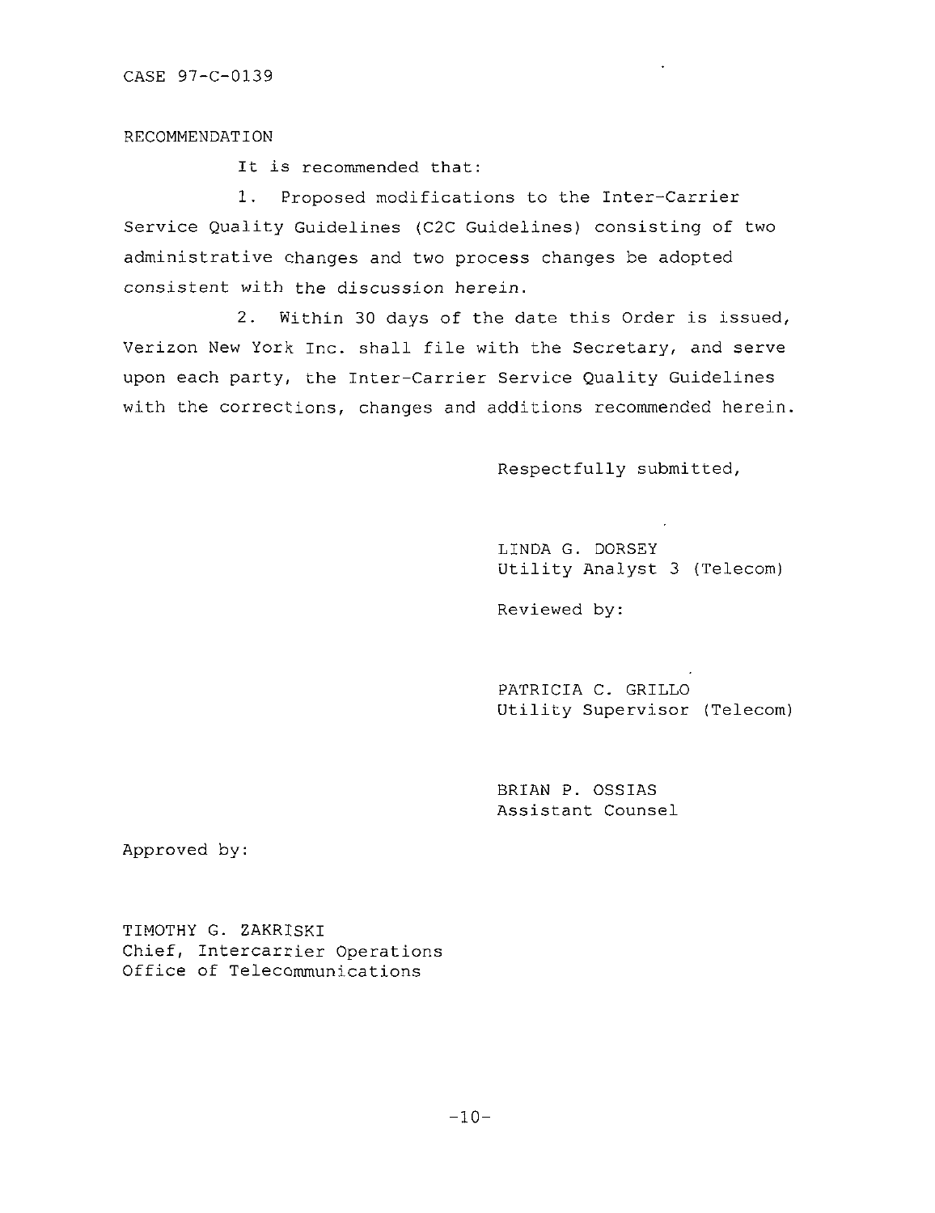CASE 97-C-0139

RECOMMENDATION

It is recommended that:

1. Proposed modifications to the Inter-Carrier Service Quality Guidelines (C2C Guidelines) consisting of two administrative changes and two process changes be adopted consistent with the discussion herein.

2. Within 30 days of the date this Order is issued, Verizon New York Inc. shall file with the Secretary, and serve upon each party, the Inter-Carrier Service Quality Guidelines with the corrections, changes and additions recommended herein.

Respectfully submitted,

LINDA G. DORSEY
Utility Analyst 3 (Telecom)

Reviewed by:

PATRICIA C. GRILLO
Utility Supervisor (Telecom)

BRIAN P. OSSIAS
Assistant Counsel

Approved by:

TIMOTHY G. ZAKRISKI
Chief, Intercarrier Operations
Office of Telecommunications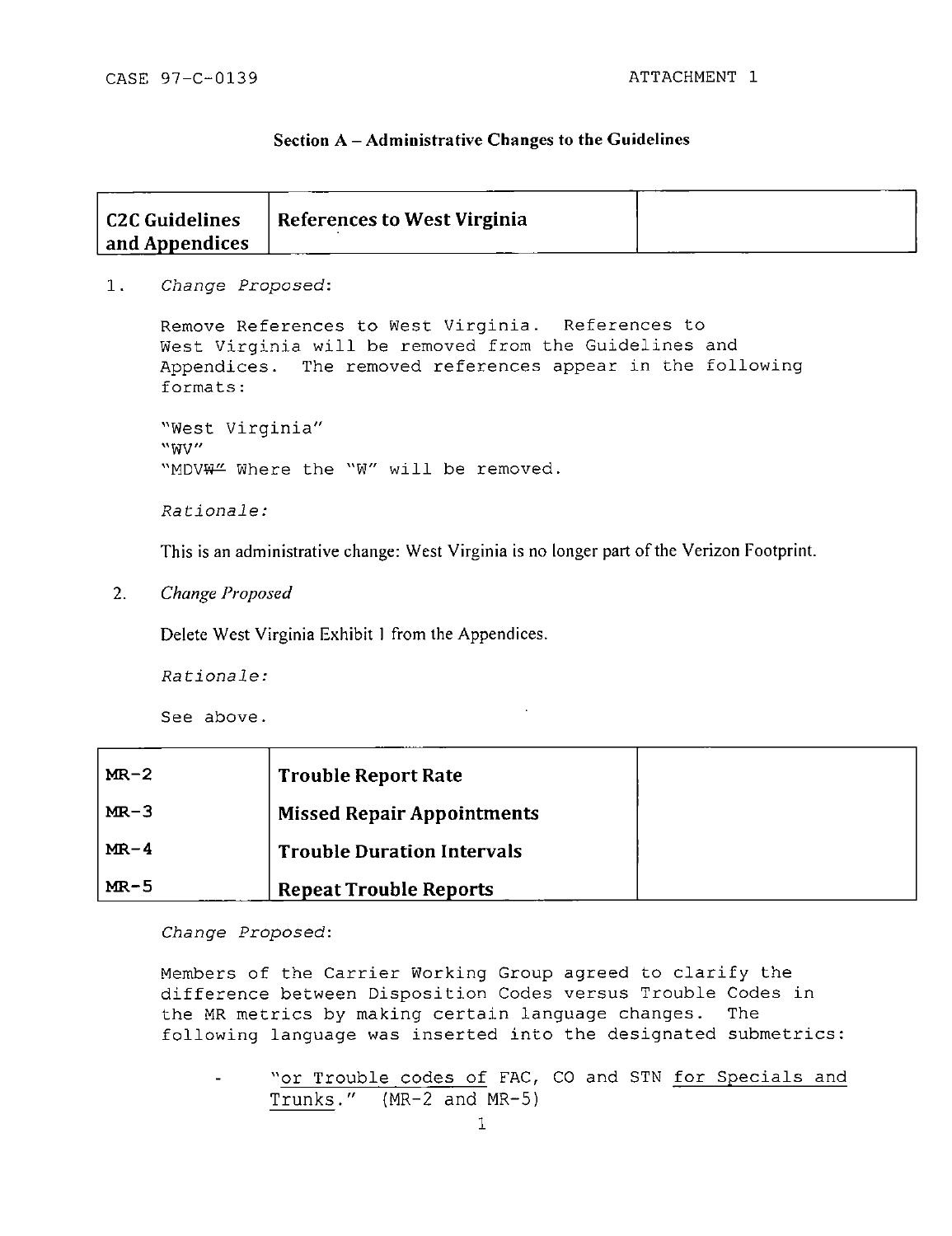CASE 97-C-0139 ATTACHMENT 1

## Section A – Administrative Changes to the Guidelines

| C2C Guidelines and Appendices | References to West Virginia | |
|---|---|---|

1. *Change Proposed*:

   Remove References to West Virginia. References to West Virginia will be removed from the Guidelines and Appendices. The removed references appear in the following formats:

   "West Virginia"
   "WV"
   "MDV~~W~~" Where the "W" will be removed.

   *Rationale:*

   This is an administrative change: West Virginia is no longer part of the Verizon Footprint.

2. *Change Proposed*

   Delete West Virginia Exhibit 1 from the Appendices.

   *Rationale:*

   See above.

| MR-2 | Trouble Report Rate | |
|---|---|---|
| MR-3 | Missed Repair Appointments | |
| MR-4 | Trouble Duration Intervals | |
| MR-5 | Repeat Trouble Reports | |

*Change Proposed*:

Members of the Carrier Working Group agreed to clarify the difference between Disposition Codes versus Trouble Codes in the MR metrics by making certain language changes. The following language was inserted into the designated submetrics:

- "<u>or Trouble codes of</u> FAC, CO and STN <u>for Specials and Trunks</u>." (MR-2 and MR-5)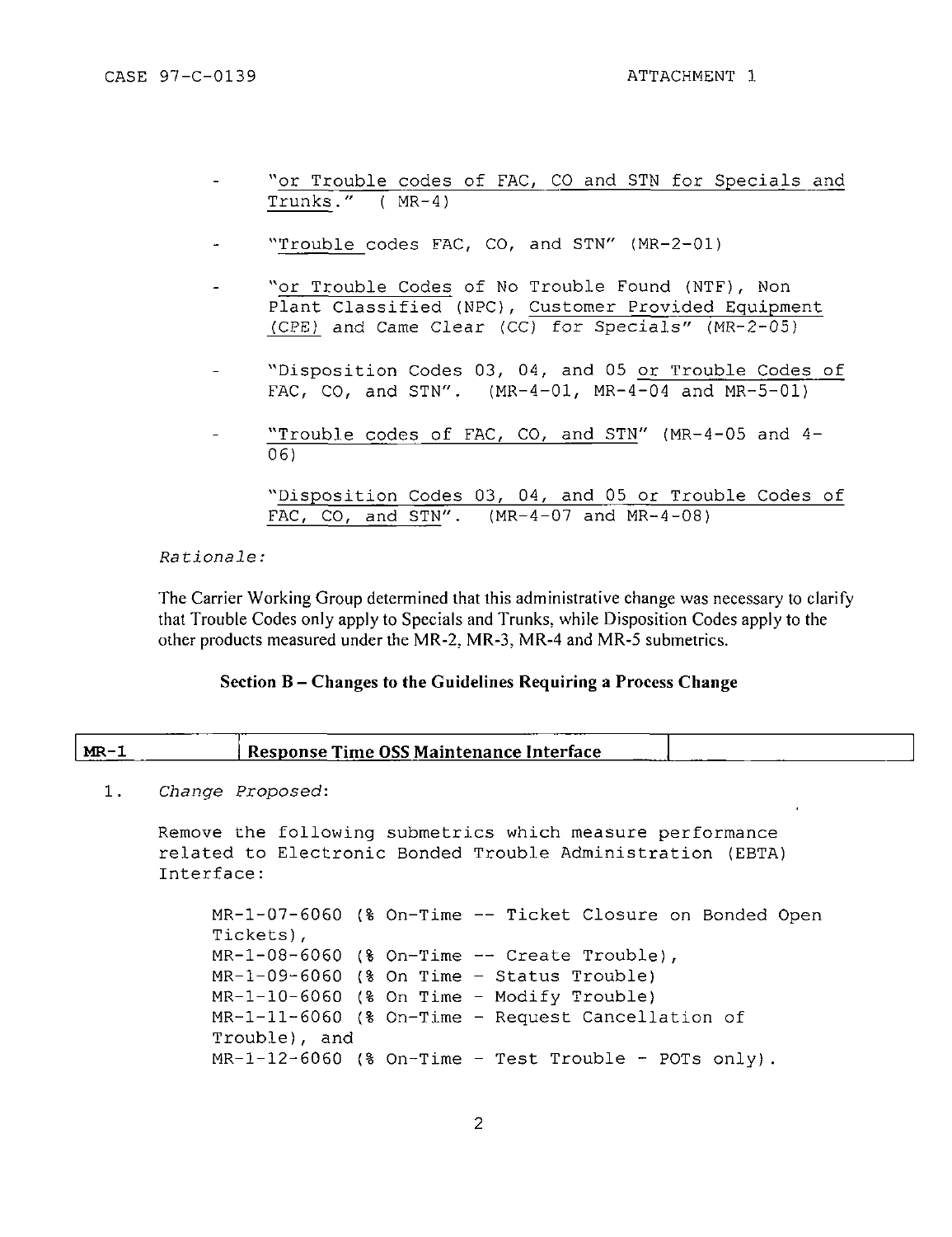- "or Trouble codes of FAC, CO and STN for Specials and Trunks." ( MR-4)
- "Trouble codes FAC, CO, and STN" (MR-2-01)
- "or Trouble Codes of No Trouble Found (NTF), Non Plant Classified (NPC), Customer Provided Equipment (CPE) and Came Clear (CC) for Specials" (MR-2-05)
- "Disposition Codes 03, 04, and 05 or Trouble Codes of FAC, CO, and STN". (MR-4-01, MR-4-04 and MR-5-01)
- "Trouble codes of FAC, CO, and STN" (MR-4-05 and 4-06)

  "Disposition Codes 03, 04, and 05 or Trouble Codes of FAC, CO, and STN". (MR-4-07 and MR-4-08)

*Rationale:*

The Carrier Working Group determined that this administrative change was necessary to clarify that Trouble Codes only apply to Specials and Trunks, while Disposition Codes apply to the other products measured under the MR-2, MR-3, MR-4 and MR-5 submetrics.

## Section B – Changes to the Guidelines Requiring a Process Change

| MR-1 | Response Time OSS Maintenance Interface | |
|---|---|---|

1. *Change Proposed:*

   Remove the following submetrics which measure performance related to Electronic Bonded Trouble Administration (EBTA) Interface:

   MR-1-07-6060 (% On-Time -- Ticket Closure on Bonded Open Tickets),
   MR-1-08-6060 (% On-Time -- Create Trouble),
   MR-1-09-6060 (% On Time - Status Trouble)
   MR-1-10-6060 (% On Time - Modify Trouble)
   MR-1-11-6060 (% On-Time - Request Cancellation of Trouble), and
   MR-1-12-6060 (% On-Time - Test Trouble - POTs only).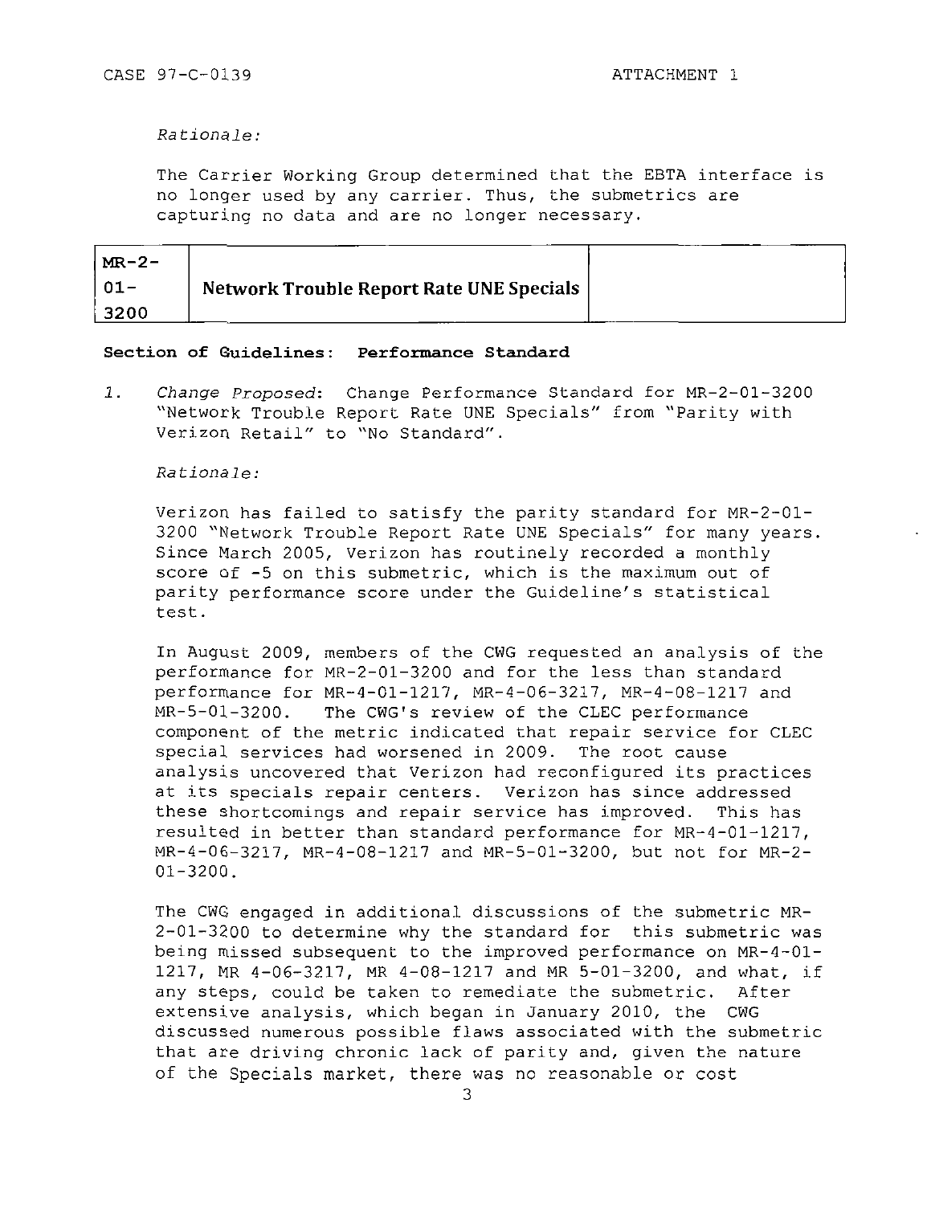*Rationale:*

The Carrier Working Group determined that the EBTA interface is no longer used by any carrier. Thus, the submetrics are capturing no data and are no longer necessary.

| MR-2-01-3200 | **Network Trouble Report Rate UNE Specials** | |
|---|---|---|

**Section of Guidelines: Performance Standard**

1. *Change Proposed*: Change Performance Standard for MR-2-01-3200 "Network Trouble Report Rate UNE Specials" from "Parity with Verizon Retail" to "No Standard".

   *Rationale:*

   Verizon has failed to satisfy the parity standard for MR-2-01-3200 "Network Trouble Report Rate UNE Specials" for many years. Since March 2005, Verizon has routinely recorded a monthly score of -5 on this submetric, which is the maximum out of parity performance score under the Guideline's statistical test.

   In August 2009, members of the CWG requested an analysis of the performance for MR-2-01-3200 and for the less than standard performance for MR-4-01-1217, MR-4-06-3217, MR-4-08-1217 and MR-5-01-3200. The CWG's review of the CLEC performance component of the metric indicated that repair service for CLEC special services had worsened in 2009. The root cause analysis uncovered that Verizon had reconfigured its practices at its specials repair centers. Verizon has since addressed these shortcomings and repair service has improved. This has resulted in better than standard performance for MR-4-01-1217, MR-4-06-3217, MR-4-08-1217 and MR-5-01-3200, but not for MR-2-01-3200.

   The CWG engaged in additional discussions of the submetric MR-2-01-3200 to determine why the standard for this submetric was being missed subsequent to the improved performance on MR-4-01-1217, MR 4-06-3217, MR 4-08-1217 and MR 5-01-3200, and what, if any steps, could be taken to remediate the submetric. After extensive analysis, which began in January 2010, the CWG discussed numerous possible flaws associated with the submetric that are driving chronic lack of parity and, given the nature of the Specials market, there was no reasonable or cost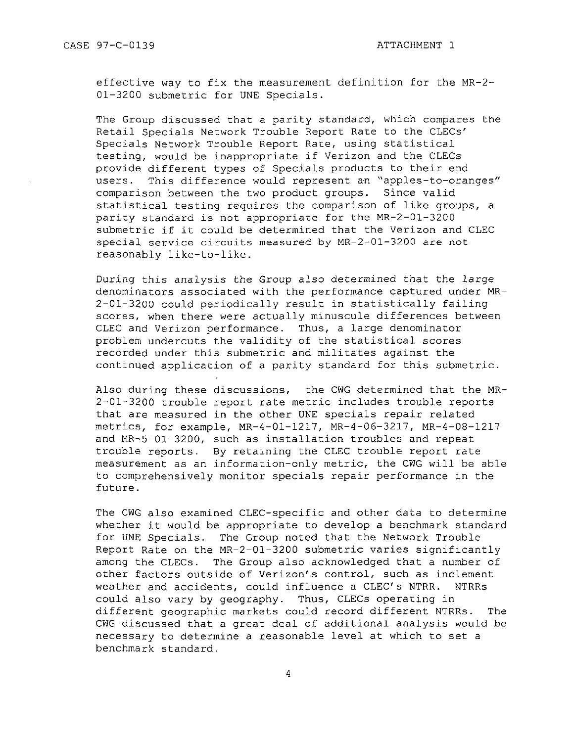effective way to fix the measurement definition for the MR-2-01-3200 submetric for UNE Specials.

The Group discussed that a parity standard, which compares the Retail Specials Network Trouble Report Rate to the CLECs' Specials Network Trouble Report Rate, using statistical testing, would be inappropriate if Verizon and the CLECs provide different types of Specials products to their end users. This difference would represent an "apples-to-oranges" comparison between the two product groups. Since valid statistical testing requires the comparison of like groups, a parity standard is not appropriate for the MR-2-01-3200 submetric if it could be determined that the Verizon and CLEC special service circuits measured by MR-2-01-3200 are not reasonably like-to-like.

During this analysis the Group also determined that the large denominators associated with the performance captured under MR-2-01-3200 could periodically result in statistically failing scores, when there were actually minuscule differences between CLEC and Verizon performance. Thus, a large denominator problem undercuts the validity of the statistical scores recorded under this submetric and militates against the continued application of a parity standard for this submetric.

Also during these discussions, the CWG determined that the MR-2-01-3200 trouble report rate metric includes trouble reports that are measured in the other UNE specials repair related metrics, for example, MR-4-01-1217, MR-4-06-3217, MR-4-08-1217 and MR-5-01-3200, such as installation troubles and repeat trouble reports. By retaining the CLEC trouble report rate measurement as an information-only metric, the CWG will be able to comprehensively monitor specials repair performance in the future.

The CWG also examined CLEC-specific and other data to determine whether it would be appropriate to develop a benchmark standard for UNE Specials. The Group noted that the Network Trouble Report Rate on the MR-2-01-3200 submetric varies significantly among the CLECs. The Group also acknowledged that a number of other factors outside of Verizon's control, such as inclement weather and accidents, could influence a CLEC's NTRR. NTRRs could also vary by geography. Thus, CLECs operating in different geographic markets could record different NTRRs. The CWG discussed that a great deal of additional analysis would be necessary to determine a reasonable level at which to set a benchmark standard.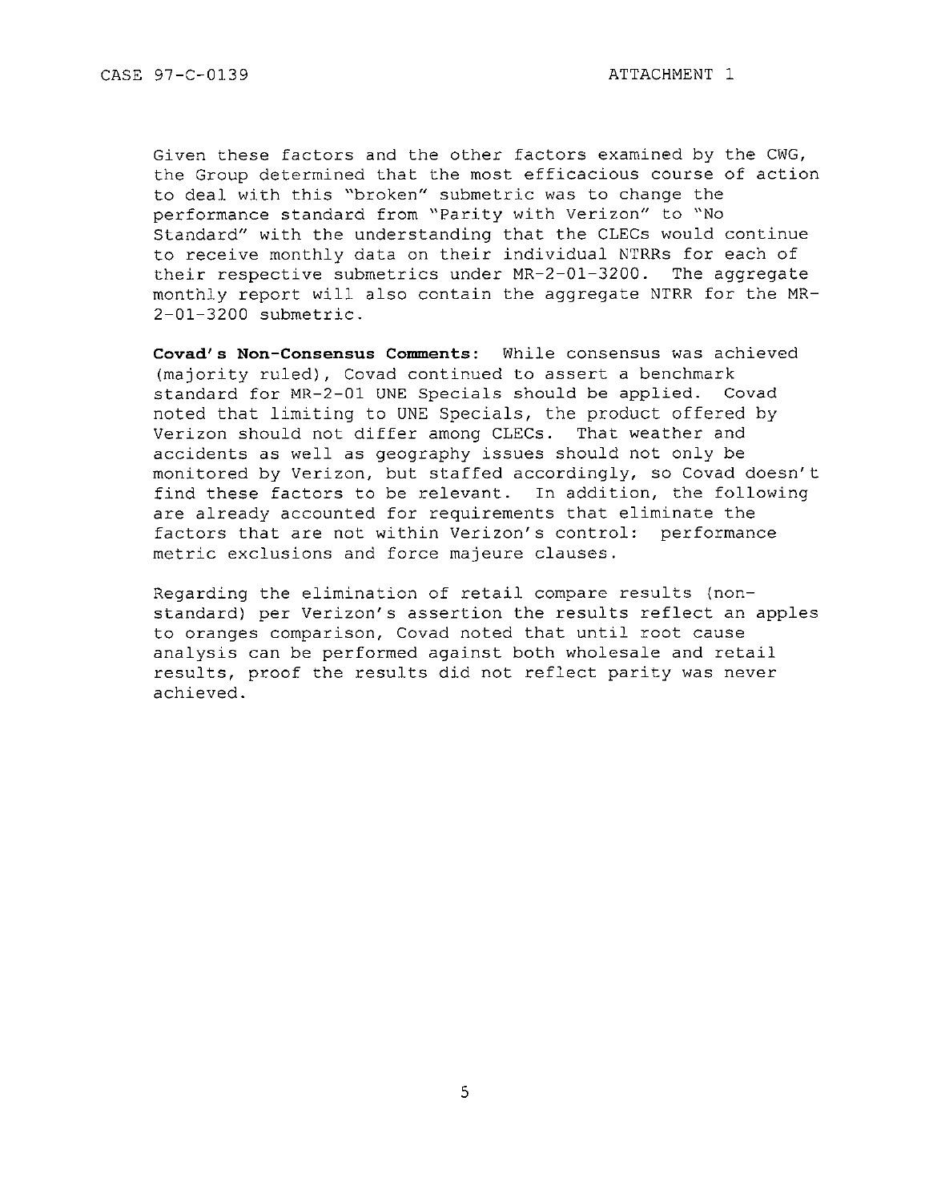Given these factors and the other factors examined by the CWG, the Group determined that the most efficacious course of action to deal with this "broken" submetric was to change the performance standard from "Parity with Verizon" to "No Standard" with the understanding that the CLECs would continue to receive monthly data on their individual NTRRs for each of their respective submetrics under MR-2-01-3200. The aggregate monthly report will also contain the aggregate NTRR for the MR-2-01-3200 submetric.

**Covad's Non-Consensus Comments:** While consensus was achieved (majority ruled), Covad continued to assert a benchmark standard for MR-2-01 UNE Specials should be applied. Covad noted that limiting to UNE Specials, the product offered by Verizon should not differ among CLECs. That weather and accidents as well as geography issues should not only be monitored by Verizon, but staffed accordingly, so Covad doesn't find these factors to be relevant. In addition, the following are already accounted for requirements that eliminate the factors that are not within Verizon's control: performance metric exclusions and force majeure clauses.

Regarding the elimination of retail compare results (non-standard) per Verizon's assertion the results reflect an apples to oranges comparison, Covad noted that until root cause analysis can be performed against both wholesale and retail results, proof the results did not reflect parity was never achieved.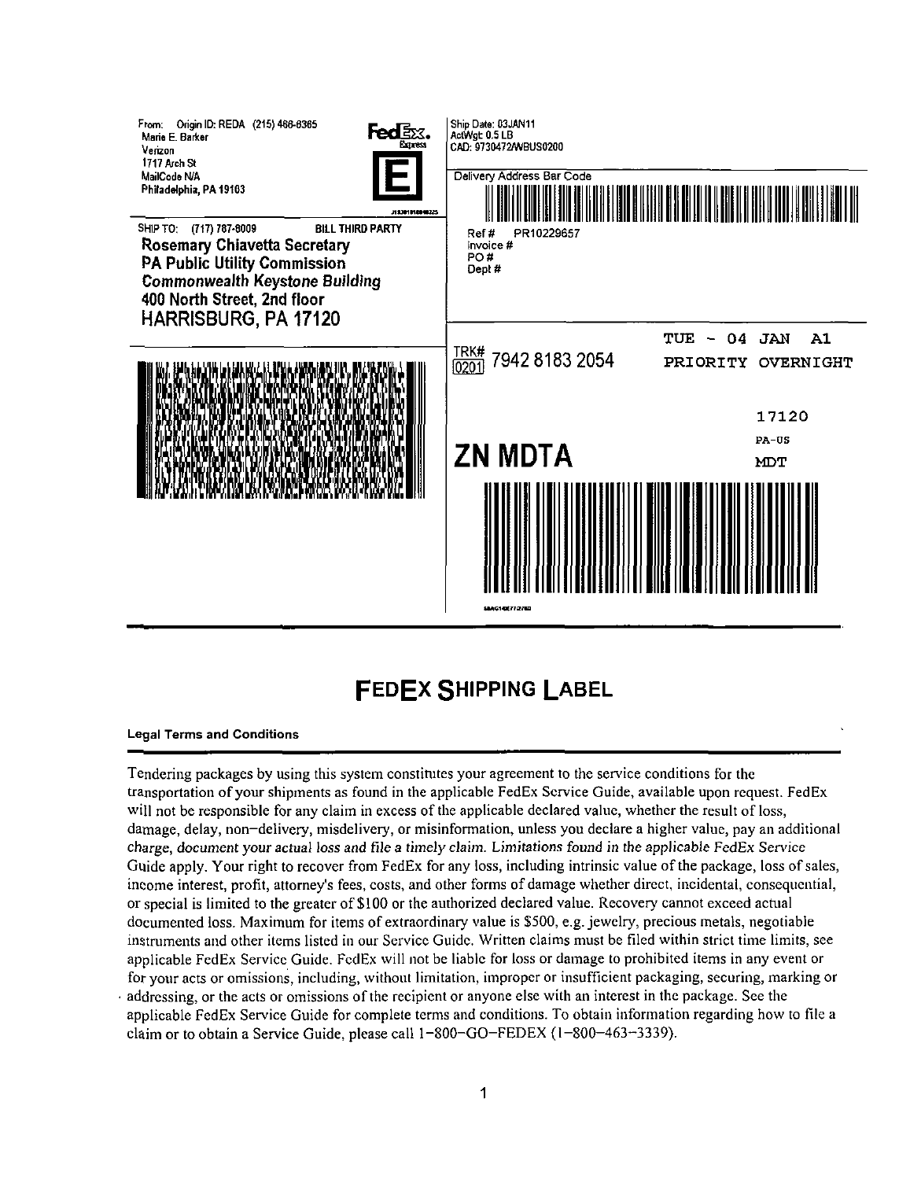From: Origin ID: REDA (215) 466-6365
Marie E. Barker
Verizon
1717 Arch St
MailCode N/A
Philadelphia, PA 19103

FedEx Express

E

SHIP TO: (717) 787-8009 BILL THIRD PARTY

**Rosemary Chiavetta Secretary**
**PA Public Utility Commission**
***Commonwealth Keystone Building***
**400 North Street, 2nd floor**
**HARRISBURG, PA 17120**

Ship Date: 03JAN11
ActWgt: 0.5 LB
CAD: 9730472/WBUS0200

Delivery Address Bar Code

Ref # PR10229657
Invoice #
PO #
Dept #

TRK# 0201 7942 8183 2054

TUE - 04 JAN A1
PRIORITY OVERNIGHT

**ZN MDTA**

17120
PA-US
MDT

# FEDEX SHIPPING LABEL

**Legal Terms and Conditions**

Tendering packages by using this system constitutes your agreement to the service conditions for the transportation of your shipments as found in the applicable FedEx Service Guide, available upon request. FedEx will not be responsible for any claim in excess of the applicable declared value, whether the result of loss, damage, delay, non-delivery, misdelivery, or misinformation, unless you declare a higher value, pay an additional charge, *document your actual loss and file a timely claim. Limitations found in the applicable FedEx Service* Guide apply. Your right to recover from FedEx for any loss, including intrinsic value of the package, loss of sales, income interest, profit, attorney's fees, costs, and other forms of damage whether direct, incidental, consequential, or special is limited to the greater of $100 or the authorized declared value. Recovery cannot exceed actual documented loss. Maximum for items of extraordinary value is $500, e.g. jewelry, precious metals, negotiable instruments and other items listed in our Service Guide. Written claims must be filed within strict time limits, see applicable FedEx Service Guide. FedEx will not be liable for loss or damage to prohibited items in any event or for your acts or omissions, including, without limitation, improper or insufficient packaging, securing, marking or addressing, or the acts or omissions of the recipient or anyone else with an interest in the package. See the applicable FedEx Service Guide for complete terms and conditions. To obtain information regarding how to file a claim or to obtain a Service Guide, please call 1-800-GO-FEDEX (1-800-463-3339).